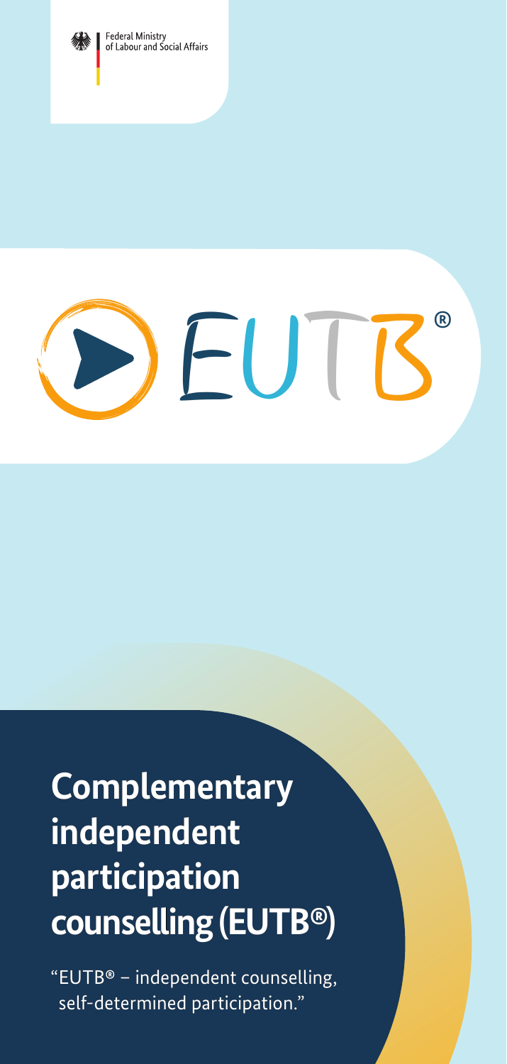Federal Ministry of Labour and Social Affairs

EUTB®

# Complementary independent participation counselling (EUTB®)

"EUTB® – independent counselling, self-determined participation."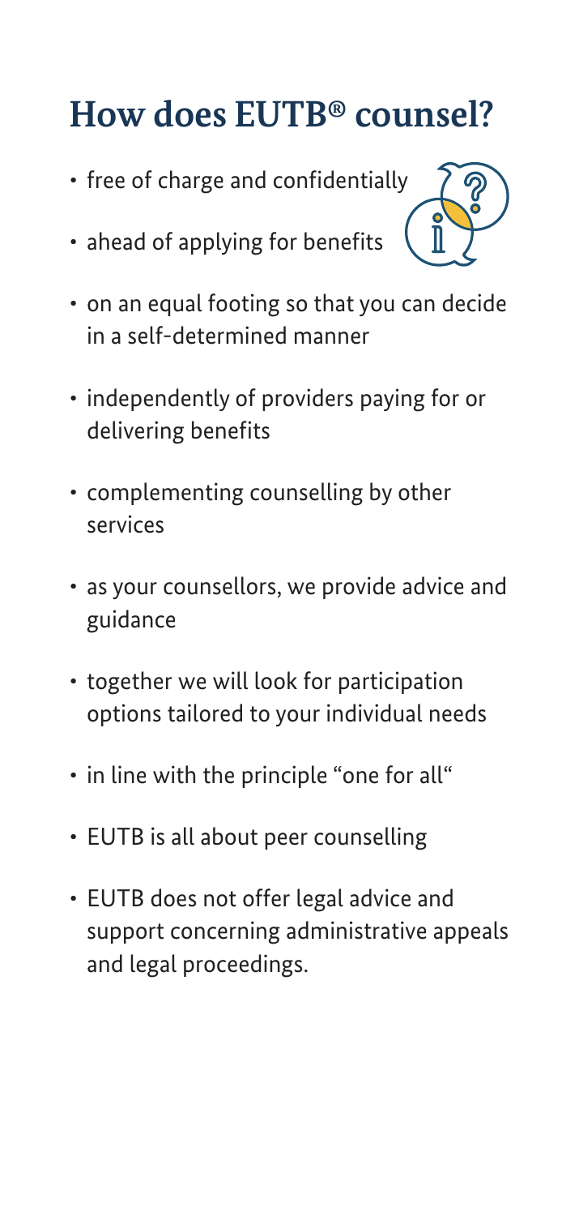## How does EUTB® counsel?

- free of charge and confidentially
- ahead of applying for benefits
- on an equal footing so that you can decide in a self-determined manner
- independently of providers paying for or delivering benefits
- complementing counselling by other services
- as your counsellors, we provide advice and guidance
- together we will look for participation options tailored to your individual needs
- in line with the principle "one for all"
- EUTB is all about peer counselling
- EUTB does not offer legal advice and support concerning administrative appeals and legal proceedings.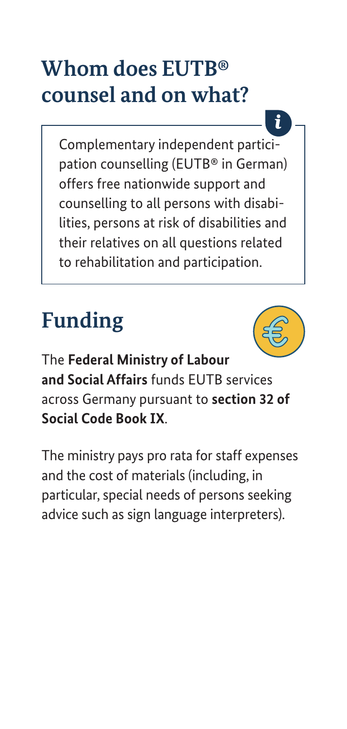## Whom does EUTB® counsel and on what?

Complementary independent participation counselling (EUTB® in German) offers free nationwide support and counselling to all persons with disabilities, persons at risk of disabilities and their relatives on all questions related to rehabilitation and participation.

## Funding

The **Federal Ministry of Labour and Social Affairs** funds EUTB services across Germany pursuant to **section 32 of Social Code Book IX**.

The ministry pays pro rata for staff expenses and the cost of materials (including, in particular, special needs of persons seeking advice such as sign language interpreters).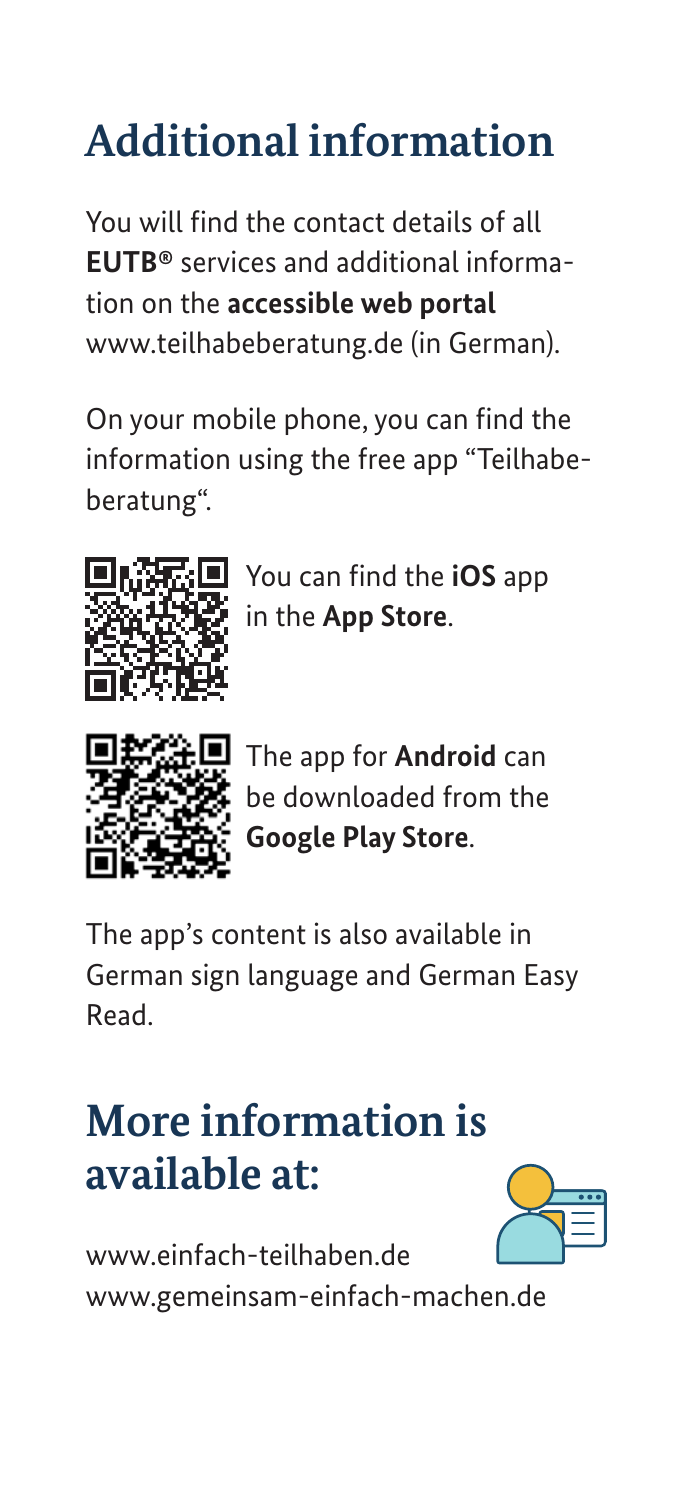# Additional information

You will find the contact details of all **EUTB®** services and additional information on the **accessible web portal** www.teilhabeberatung.de (in German).

On your mobile phone, you can find the information using the free app "Teilhabeberatung".

You can find the **iOS** app in the **App Store**.

The app for **Android** can be downloaded from the **Google Play Store**.

The app's content is also available in German sign language and German Easy Read.

# More information is available at:

www.einfach-teilhaben.de
www.gemeinsam-einfach-machen.de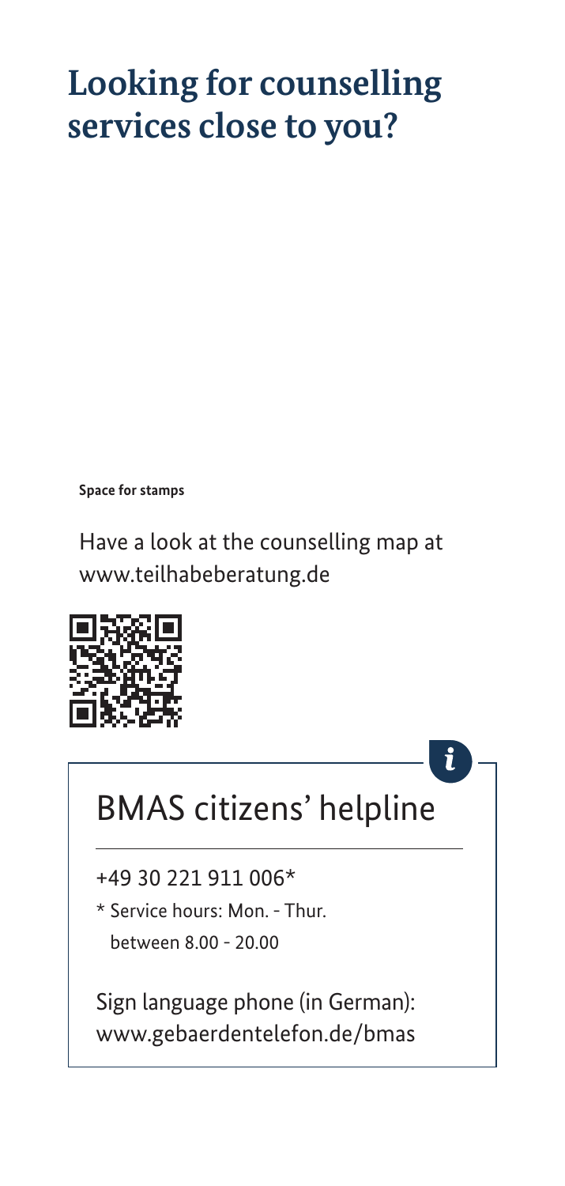# Looking for counselling services close to you?

**Space for stamps**

Have a look at the counselling map at www.teilhabeberatung.de

## BMAS citizens' helpline

+49 30 221 911 006*

* Service hours: Mon. - Thur. between 8.00 - 20.00

Sign language phone (in German): www.gebaerdentelefon.de/bmas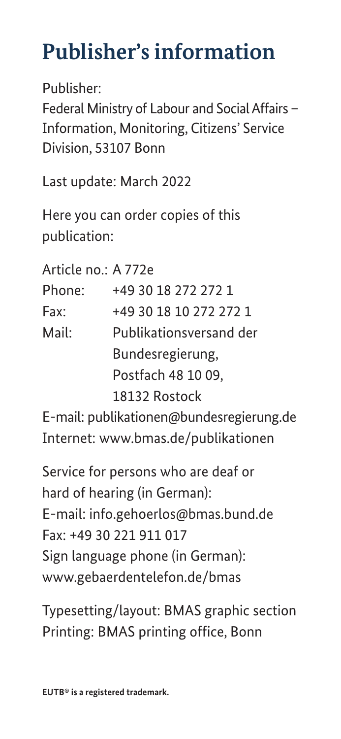# Publisher's information

Publisher:
Federal Ministry of Labour and Social Affairs – Information, Monitoring, Citizens' Service Division, 53107 Bonn

Last update: March 2022

Here you can order copies of this publication:

Article no.: A 772e
Phone: +49 30 18 272 272 1
Fax: +49 30 18 10 272 272 1
Mail: Publikationsversand der Bundesregierung, Postfach 48 10 09, 18132 Rostock
E-mail: publikationen@bundesregierung.de
Internet: www.bmas.de/publikationen

Service for persons who are deaf or hard of hearing (in German):
E-mail: info.gehoerlos@bmas.bund.de
Fax: +49 30 221 911 017
Sign language phone (in German):
www.gebaerdentelefon.de/bmas

Typesetting/layout: BMAS graphic section
Printing: BMAS printing office, Bonn

**EUTB® is a registered trademark.**